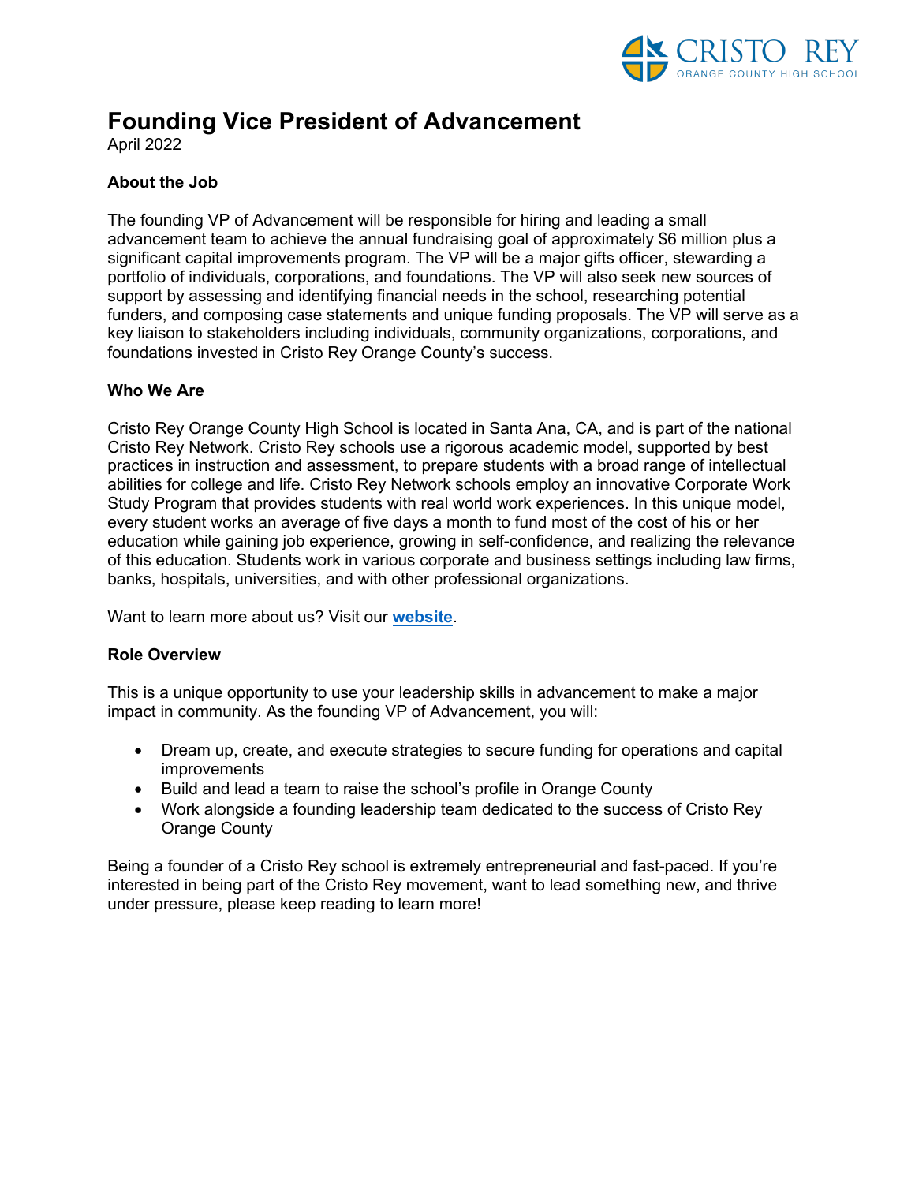# Founding Vice President of Advancement

April 2022

**About the Job**

The founding VP of Advancement will be responsible for hiring and leading a small advancement team to achieve the annual fundraising goal of approximately $6 million plus a significant capital improvements program. The VP will be a major gifts officer, stewarding a portfolio of individuals, corporations, and foundations. The VP will also seek new sources of support by assessing and identifying financial needs in the school, researching potential funders, and composing case statements and unique funding proposals. The VP will serve as a key liaison to stakeholders including individuals, community organizations, corporations, and foundations invested in Cristo Rey Orange County's success.

**Who We Are**

Cristo Rey Orange County High School is located in Santa Ana, CA, and is part of the national Cristo Rey Network. Cristo Rey schools use a rigorous academic model, supported by best practices in instruction and assessment, to prepare students with a broad range of intellectual abilities for college and life. Cristo Rey Network schools employ an innovative Corporate Work Study Program that provides students with real world work experiences. In this unique model, every student works an average of five days a month to fund most of the cost of his or her education while gaining job experience, growing in self-confidence, and realizing the relevance of this education. Students work in various corporate and business settings including law firms, banks, hospitals, universities, and with other professional organizations.

Want to learn more about us? Visit our **website**.

**Role Overview**

This is a unique opportunity to use your leadership skills in advancement to make a major impact in community. As the founding VP of Advancement, you will:

- Dream up, create, and execute strategies to secure funding for operations and capital improvements
- Build and lead a team to raise the school's profile in Orange County
- Work alongside a founding leadership team dedicated to the success of Cristo Rey Orange County

Being a founder of a Cristo Rey school is extremely entrepreneurial and fast-paced. If you're interested in being part of the Cristo Rey movement, want to lead something new, and thrive under pressure, please keep reading to learn more!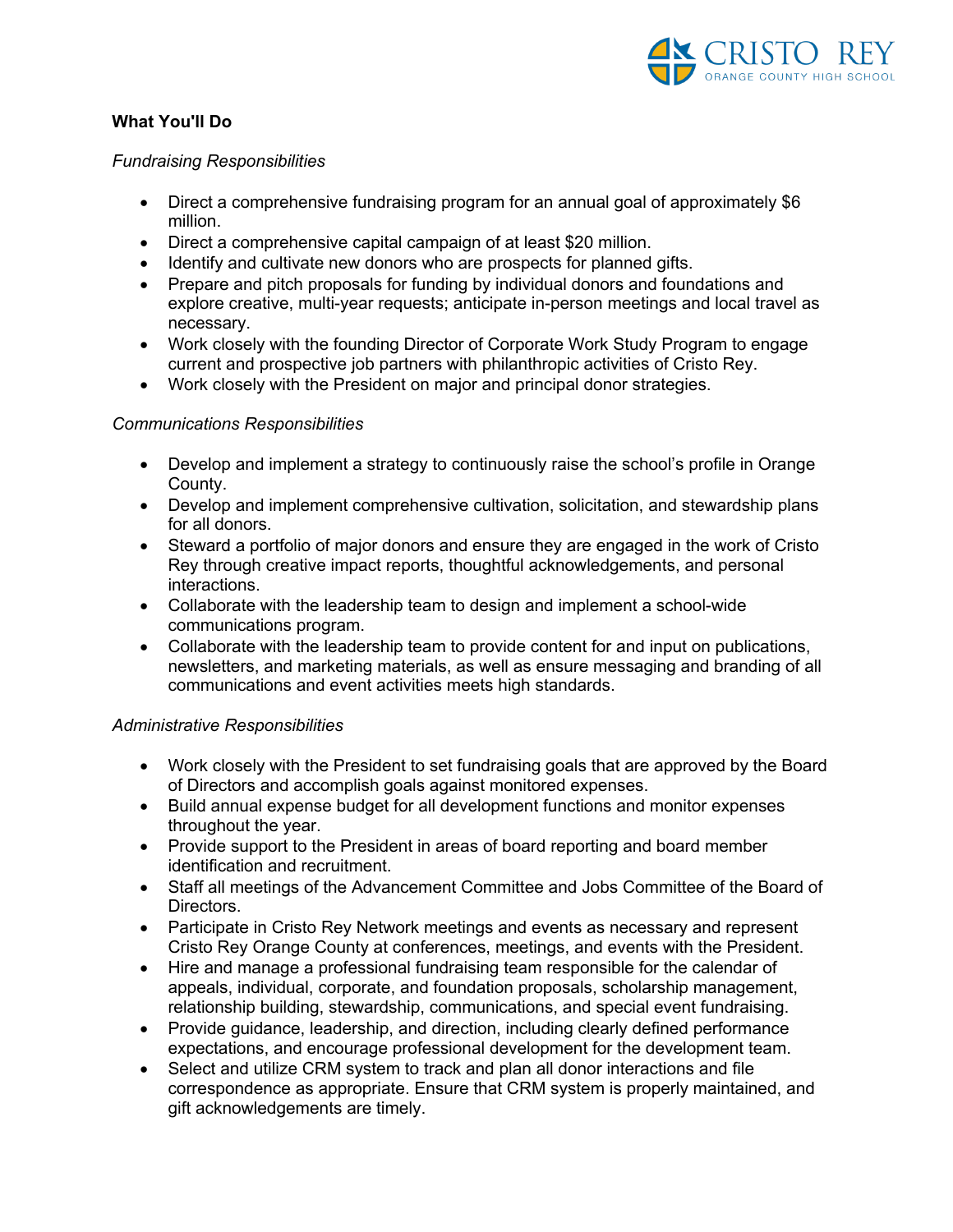**What You'll Do**

*Fundraising Responsibilities*

- Direct a comprehensive fundraising program for an annual goal of approximately $6 million.
- Direct a comprehensive capital campaign of at least $20 million.
- Identify and cultivate new donors who are prospects for planned gifts.
- Prepare and pitch proposals for funding by individual donors and foundations and explore creative, multi-year requests; anticipate in-person meetings and local travel as necessary.
- Work closely with the founding Director of Corporate Work Study Program to engage current and prospective job partners with philanthropic activities of Cristo Rey.
- Work closely with the President on major and principal donor strategies.

*Communications Responsibilities*

- Develop and implement a strategy to continuously raise the school's profile in Orange County.
- Develop and implement comprehensive cultivation, solicitation, and stewardship plans for all donors.
- Steward a portfolio of major donors and ensure they are engaged in the work of Cristo Rey through creative impact reports, thoughtful acknowledgements, and personal interactions.
- Collaborate with the leadership team to design and implement a school-wide communications program.
- Collaborate with the leadership team to provide content for and input on publications, newsletters, and marketing materials, as well as ensure messaging and branding of all communications and event activities meets high standards.

*Administrative Responsibilities*

- Work closely with the President to set fundraising goals that are approved by the Board of Directors and accomplish goals against monitored expenses.
- Build annual expense budget for all development functions and monitor expenses throughout the year.
- Provide support to the President in areas of board reporting and board member identification and recruitment.
- Staff all meetings of the Advancement Committee and Jobs Committee of the Board of Directors.
- Participate in Cristo Rey Network meetings and events as necessary and represent Cristo Rey Orange County at conferences, meetings, and events with the President.
- Hire and manage a professional fundraising team responsible for the calendar of appeals, individual, corporate, and foundation proposals, scholarship management, relationship building, stewardship, communications, and special event fundraising.
- Provide guidance, leadership, and direction, including clearly defined performance expectations, and encourage professional development for the development team.
- Select and utilize CRM system to track and plan all donor interactions and file correspondence as appropriate. Ensure that CRM system is properly maintained, and gift acknowledgements are timely.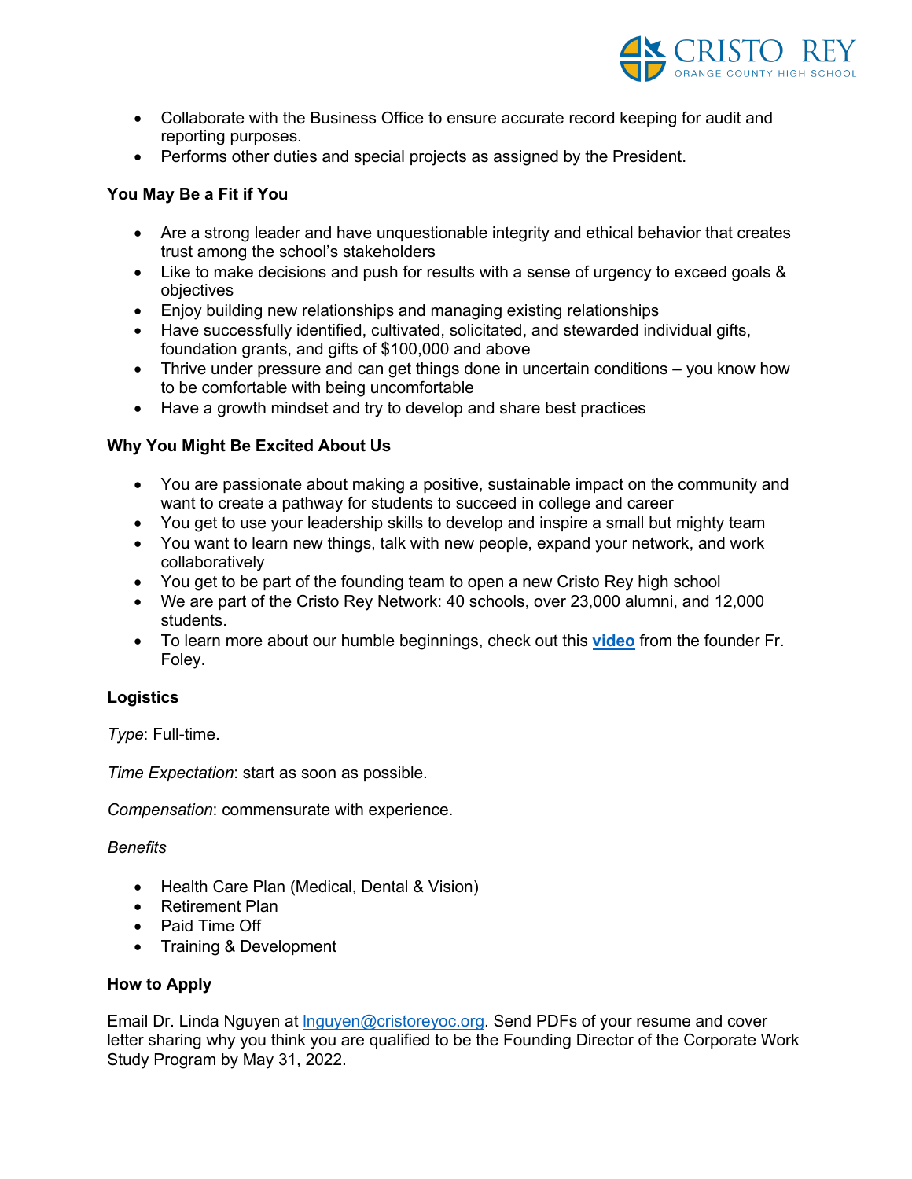- Collaborate with the Business Office to ensure accurate record keeping for audit and reporting purposes.
- Performs other duties and special projects as assigned by the President.

**You May Be a Fit if You**

- Are a strong leader and have unquestionable integrity and ethical behavior that creates trust among the school's stakeholders
- Like to make decisions and push for results with a sense of urgency to exceed goals & objectives
- Enjoy building new relationships and managing existing relationships
- Have successfully identified, cultivated, solicitated, and stewarded individual gifts, foundation grants, and gifts of $100,000 and above
- Thrive under pressure and can get things done in uncertain conditions – you know how to be comfortable with being uncomfortable
- Have a growth mindset and try to develop and share best practices

**Why You Might Be Excited About Us**

- You are passionate about making a positive, sustainable impact on the community and want to create a pathway for students to succeed in college and career
- You get to use your leadership skills to develop and inspire a small but mighty team
- You want to learn new things, talk with new people, expand your network, and work collaboratively
- You get to be part of the founding team to open a new Cristo Rey high school
- We are part of the Cristo Rey Network: 40 schools, over 23,000 alumni, and 12,000 students.
- To learn more about our humble beginnings, check out this **video** from the founder Fr. Foley.

**Logistics**

*Type*: Full-time.

*Time Expectation*: start as soon as possible.

*Compensation*: commensurate with experience.

*Benefits*

- Health Care Plan (Medical, Dental & Vision)
- Retirement Plan
- Paid Time Off
- Training & Development

**How to Apply**

Email Dr. Linda Nguyen at lnguyen@cristoreyoc.org. Send PDFs of your resume and cover letter sharing why you think you are qualified to be the Founding Director of the Corporate Work Study Program by May 31, 2022.